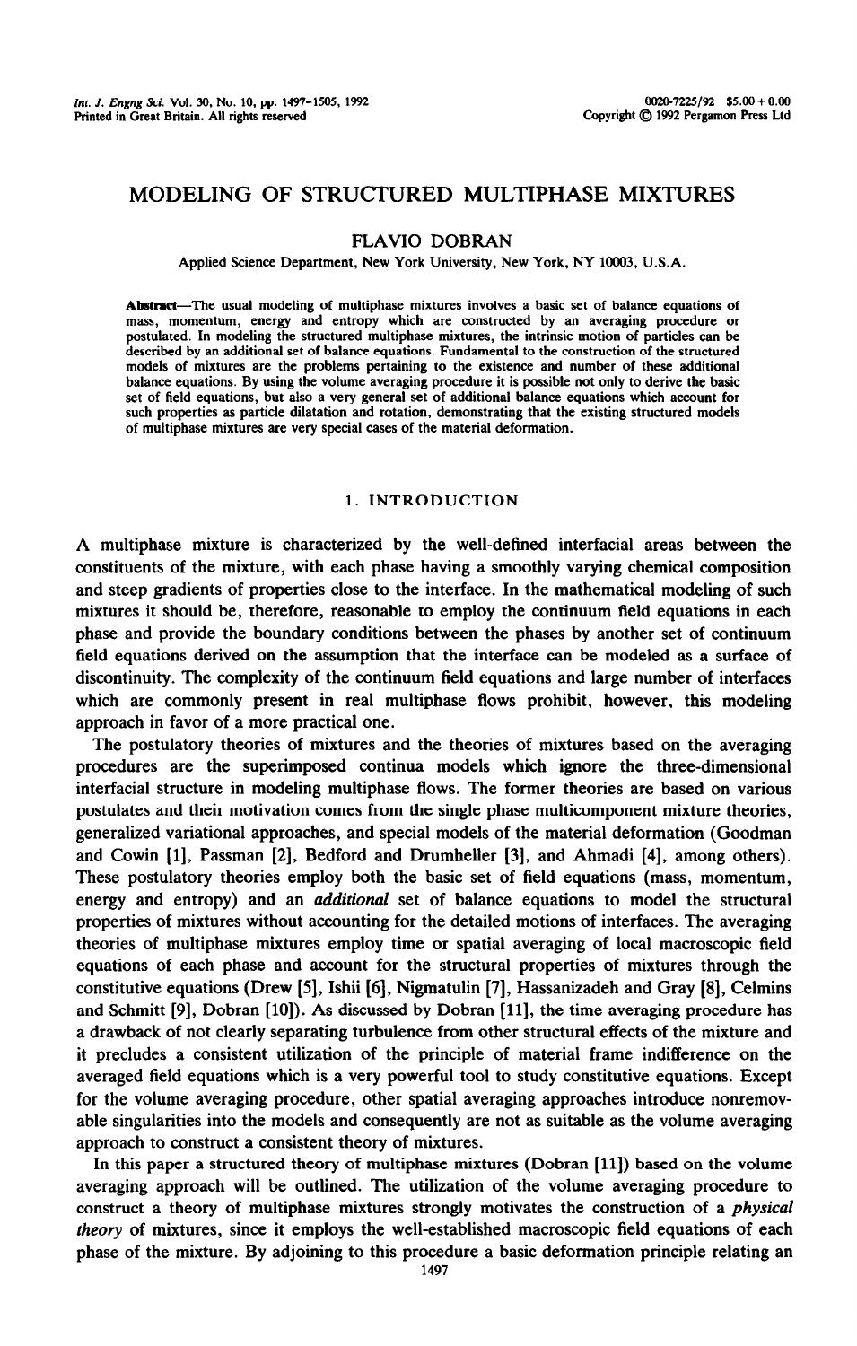# MODELING OF STRUCTURED MULTIPHASE MIXTURES

FLAVIO DOBRAN

Applied Science Department, New York University, New York, NY 10003, U.S.A.

**Abstract**—The usual modeling of multiphase mixtures involves a basic set of balance equations of mass, momentum, energy and entropy which are constructed by an averaging procedure or postulated. In modeling the structured multiphase mixtures, the intrinsic motion of particles can be described by an additional set of balance equations. Fundamental to the construction of the structured models of mixtures are the problems pertaining to the existence and number of these additional balance equations. By using the volume averaging procedure it is possible not only to derive the basic set of field equations, but also a very general set of additional balance equations which account for such properties as particle dilatation and rotation, demonstrating that the existing structured models of multiphase mixtures are very special cases of the material deformation.

## 1. INTRODUCTION

A multiphase mixture is characterized by the well-defined interfacial areas between the constituents of the mixture, with each phase having a smoothly varying chemical composition and steep gradients of properties close to the interface. In the mathematical modeling of such mixtures it should be, therefore, reasonable to employ the continuum field equations in each phase and provide the boundary conditions between the phases by another set of continuum field equations derived on the assumption that the interface can be modeled as a surface of discontinuity. The complexity of the continuum field equations and large number of interfaces which are commonly present in real multiphase flows prohibit, however, this modeling approach in favor of a more practical one.

The postulatory theories of mixtures and the theories of mixtures based on the averaging procedures are the superimposed continua models which ignore the three-dimensional interfacial structure in modeling multiphase flows. The former theories are based on various postulates and their motivation comes from the single phase multicomponent mixture theories, generalized variational approaches, and special models of the material deformation (Goodman and Cowin [1], Passman [2], Bedford and Drumheller [3], and Ahmadi [4], among others). These postulatory theories employ both the basic set of field equations (mass, momentum, energy and entropy) and an *additional* set of balance equations to model the structural properties of mixtures without accounting for the detailed motions of interfaces. The averaging theories of multiphase mixtures employ time or spatial averaging of local macroscopic field equations of each phase and account for the structural properties of mixtures through the constitutive equations (Drew [5], Ishii [6], Nigmatulin [7], Hassanizadeh and Gray [8], Celmins and Schmitt [9], Dobran [10]). As discussed by Dobran [11], the time averaging procedure has a drawback of not clearly separating turbulence from other structural effects of the mixture and it precludes a consistent utilization of the principle of material frame indifference on the averaged field equations which is a very powerful tool to study constitutive equations. Except for the volume averaging procedure, other spatial averaging approaches introduce nonremovable singularities into the models and consequently are not as suitable as the volume averaging approach to construct a consistent theory of mixtures.

In this paper a structured theory of multiphase mixtures (Dobran [11]) based on the volume averaging approach will be outlined. The utilization of the volume averaging procedure to construct a theory of multiphase mixtures strongly motivates the construction of a *physical theory* of mixtures, since it employs the well-established macroscopic field equations of each phase of the mixture. By adjoining to this procedure a basic deformation principle relating an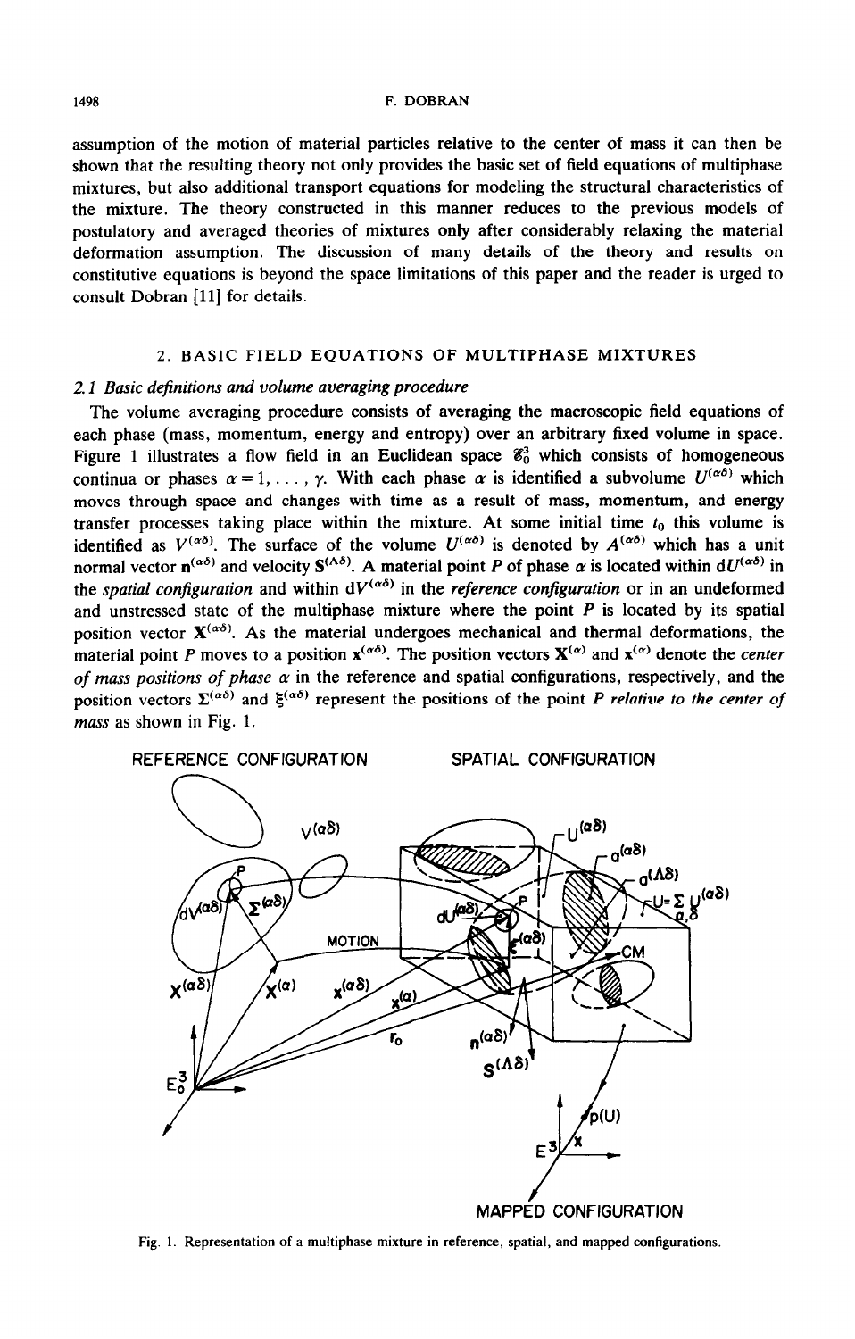assumption of the motion of material particles relative to the center of mass it can then be shown that the resulting theory not only provides the basic set of field equations of multiphase mixtures, but also additional transport equations for modeling the structural characteristics of the mixture. The theory constructed in this manner reduces to the previous models of postulatory and averaged theories of mixtures only after considerably relaxing the material deformation assumption. The discussion of many details of the theory and results on constitutive equations is beyond the space limitations of this paper and the reader is urged to consult Dobran [11] for details.

## 2. BASIC FIELD EQUATIONS OF MULTIPHASE MIXTURES

### 2.1 *Basic definitions and volume averaging procedure*

The volume averaging procedure consists of averaging the macroscopic field equations of each phase (mass, momentum, energy and entropy) over an arbitrary fixed volume in space. Figure 1 illustrates a flow field in an Euclidean space $\mathscr{E}_0^3$ which consists of homogeneous continua or phases $\alpha = 1, \ldots, \gamma$. With each phase $\alpha$ is identified a subvolume $U^{(\alpha\delta)}$ which moves through space and changes with time as a result of mass, momentum, and energy transfer processes taking place within the mixture. At some initial time $t_0$ this volume is identified as $V^{(\alpha\delta)}$. The surface of the volume $U^{(\alpha\delta)}$ is denoted by $A^{(\alpha\delta)}$ which has a unit normal vector $\mathbf{n}^{(\alpha\delta)}$ and velocity $\mathbf{S}^{(\Lambda\delta)}$. A material point $P$ of phase $\alpha$ is located within $dU^{(\alpha\delta)}$ in the *spatial configuration* and within $dV^{(\alpha\delta)}$ in the *reference configuration* or in an undeformed and unstressed state of the multiphase mixture where the point $P$ is located by its spatial position vector $\mathbf{X}^{(\alpha\delta)}$. As the material undergoes mechanical and thermal deformations, the material point $P$ moves to a position $\mathbf{x}^{(\alpha\delta)}$. The position vectors $\mathbf{X}^{(\alpha)}$ and $\mathbf{x}^{(\alpha)}$ denote the *center of mass positions of phase* $\alpha$ in the reference and spatial configurations, respectively, and the position vectors $\boldsymbol{\Sigma}^{(\alpha\delta)}$ and $\boldsymbol{\xi}^{(\alpha\delta)}$ represent the positions of the point $P$ *relative to the center of mass* as shown in Fig. 1.

Fig. 1. Representation of a multiphase mixture in reference, spatial, and mapped configurations.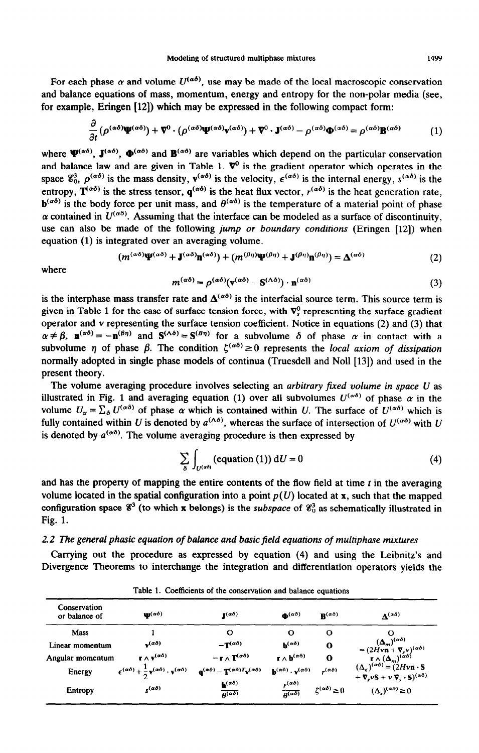For each phase $\alpha$ and volume $U^{(\alpha\delta)}$, use may be made of the local macroscopic conservation and balance equations of mass, momentum, energy and entropy for the non-polar media (see, for example, Eringen [12]) which may be expressed in the following compact form:

$$\frac{\partial}{\partial t}(\rho^{(\alpha\delta)}\boldsymbol{\Psi}^{(\alpha\delta)}) + \boldsymbol{\nabla}^0 \cdot (\rho^{(\alpha\delta)}\boldsymbol{\Psi}^{(\alpha\delta)}\mathbf{v}^{(\alpha\delta)}) + \boldsymbol{\nabla}^0 \cdot \mathbf{J}^{(\alpha\delta)} - \rho^{(\alpha\delta)}\boldsymbol{\Phi}^{(\alpha\delta)} = \rho^{(\alpha\delta)}\mathbf{B}^{(\alpha\delta)} \tag{1}$$

where $\boldsymbol{\Psi}^{(\alpha\delta)}$, $\mathbf{J}^{(\alpha\delta)}$, $\boldsymbol{\Phi}^{(\alpha\delta)}$ and $\mathbf{B}^{(\alpha\delta)}$ are variables which depend on the particular conservation and balance law and are given in Table 1. $\boldsymbol{\nabla}^0$ is the gradient operator which operates in the space $\mathscr{E}_0^3$, $\rho^{(\alpha\delta)}$ is the mass density, $\mathbf{v}^{(\alpha\delta)}$ is the velocity, $\epsilon^{(\alpha\delta)}$ is the internal energy, $s^{(\alpha\delta)}$ is the entropy, $\mathbf{T}^{(\alpha\delta)}$ is the stress tensor, $\mathbf{q}^{(\alpha\delta)}$ is the heat flux vector, $r^{(\alpha\delta)}$ is the heat generation rate, $\mathbf{b}^{(\alpha\delta)}$ is the body force per unit mass, and $\theta^{(\alpha\delta)}$ is the temperature of a material point of phase $\alpha$ contained in $U^{(\alpha\delta)}$. Assuming that the interface can be modeled as a surface of discontinuity, use can also be made of the following *jump or boundary conditions* (Eringen [12]) when equation (1) is integrated over an averaging volume.

$$(m^{(\alpha\delta)}\boldsymbol{\Psi}^{(\alpha\delta)} + \mathbf{J}^{(\alpha\delta)}\mathbf{n}^{(\alpha\delta)}) + (m^{(\beta\eta)}\boldsymbol{\Psi}^{(\beta\eta)} + \mathbf{J}^{(\beta\eta)}\mathbf{n}^{(\beta\eta)}) = \boldsymbol{\Delta}^{(\alpha\delta)} \tag{2}$$

where

$$m^{(\alpha\delta)} = \rho^{(\alpha\delta)}(\mathbf{v}^{(\alpha\delta)} - \mathbf{S}^{(\Lambda\delta)}) \cdot \mathbf{n}^{(\alpha\delta)} \tag{3}$$

is the interphase mass transfer rate and $\boldsymbol{\Delta}^{(\alpha\delta)}$ is the interfacial source term. This source term is given in Table 1 for the case of surface tension force, with $\boldsymbol{\nabla}_s^0$ representing the surface gradient operator and $\nu$ representing the surface tension coefficient. Notice in equations (2) and (3) that $\alpha \neq \beta$, $\mathbf{n}^{(\alpha\delta)} = -\mathbf{n}^{(\beta\eta)}$ and $\mathbf{S}^{(\Lambda\delta)} = \mathbf{S}^{(B\eta)}$ for a subvolume $\delta$ of phase $\alpha$ in contact with a subvolume $\eta$ of phase $\beta$. The condition $\zeta^{(\alpha\delta)} \geq 0$ represents the *local axiom of dissipation* normally adopted in single phase models of continua (Truesdell and Noll [13]) and used in the present theory.

The volume averaging procedure involves selecting an *arbitrary fixed volume in space U* as illustrated in Fig. 1 and averaging equation (1) over all subvolumes $U^{(\alpha\delta)}$ of phase $\alpha$ in the volume $U_\alpha = \sum_\delta U^{(\alpha\delta)}$ of phase $\alpha$ which is contained within $U$. The surface of $U^{(\alpha\delta)}$ which is fully contained within $U$ is denoted by $a^{(\Lambda\delta)}$, whereas the surface of intersection of $U^{(\alpha\delta)}$ with $U$ is denoted by $a^{(\alpha\delta)}$. The volume averaging procedure is then expressed by

$$\sum_\delta \int_{U^{(\alpha\delta)}} (\text{equation (1)})\, \mathrm{d}U = 0 \tag{4}$$

and has the property of mapping the entire contents of the flow field at time $t$ in the averaging volume located in the spatial configuration into a point $p(U)$ located at $\mathbf{x}$, such that the mapped configuration space $\mathscr{E}^3$ (to which $\mathbf{x}$ belongs) is the *subspace* of $\mathscr{E}_0^3$ as schematically illustrated in Fig. 1.

### 2.2 *The general phasic equation of balance and basic field equations of multiphase mixtures*

Carrying out the procedure as expressed by equation (4) and using the Leibnitz's and Divergence Theorems to interchange the integration and differentiation operators yields the

Table 1. Coefficients of the conservation and balance equations

| Conservation or balance of | $\boldsymbol{\Psi}^{(\alpha\delta)}$ | $\mathbf{J}^{(\alpha\delta)}$ | $\boldsymbol{\Phi}^{(\alpha\delta)}$ | $\mathbf{B}^{(\alpha\delta)}$ | $\boldsymbol{\Delta}^{(\alpha\delta)}$ |
|---|---|---|---|---|---|
| Mass | 1 | 0 | 0 | 0 | 0 |
| Linear momentum | $\mathbf{v}^{(\alpha\delta)}$ | $-\mathbf{T}^{(\alpha\delta)}$ | $\mathbf{b}^{(\alpha\delta)}$ | $\mathbf{0}$ | $(\boldsymbol{\Delta}_m)^{(\alpha\delta)} = (2H\nu\mathbf{n} + \boldsymbol{\nabla}_s\nu)^{(\alpha\delta)}$ |
| Angular momentum | $\mathbf{r} \wedge \mathbf{v}^{(\alpha\delta)}$ | $-\mathbf{r} \wedge \mathbf{T}^{(\alpha\delta)}$ | $\mathbf{r} \wedge \mathbf{b}^{(\alpha\delta)}$ | $\mathbf{0}$ | $\mathbf{r} \wedge (\boldsymbol{\Delta}_m)^{(\alpha\delta)}$ |
| Energy | $\epsilon^{(\alpha\delta)} + \frac{1}{2}\mathbf{v}^{(\alpha\delta)} \cdot \mathbf{v}^{(\alpha\delta)}$ | $\mathbf{q}^{(\alpha\delta)} - \mathbf{T}^{(\alpha\delta)T}\mathbf{v}^{(\alpha\delta)}$ | $\mathbf{b}^{(\alpha\delta)} \cdot \mathbf{v}^{(\alpha\delta)}$ | $r^{(\alpha\delta)}$ | $(\Delta_\epsilon)^{(\alpha\delta)} = (2H\nu\mathbf{n} \cdot \mathbf{S} + \boldsymbol{\nabla}_s\nu\mathbf{S} + \nu\,\boldsymbol{\nabla}_s \cdot \mathbf{S})^{(\alpha\delta)}$ |
| Entropy | $s^{(\alpha\delta)}$ | $\dfrac{\mathbf{h}^{(\alpha\delta)}}{\theta^{(\alpha\delta)}}$ | $\dfrac{r^{(\alpha\delta)}}{\theta^{(\alpha\delta)}}$ | $\zeta^{(\alpha\delta)} \geq 0$ | $(\Delta_s)^{(\alpha\delta)} \geq 0$ |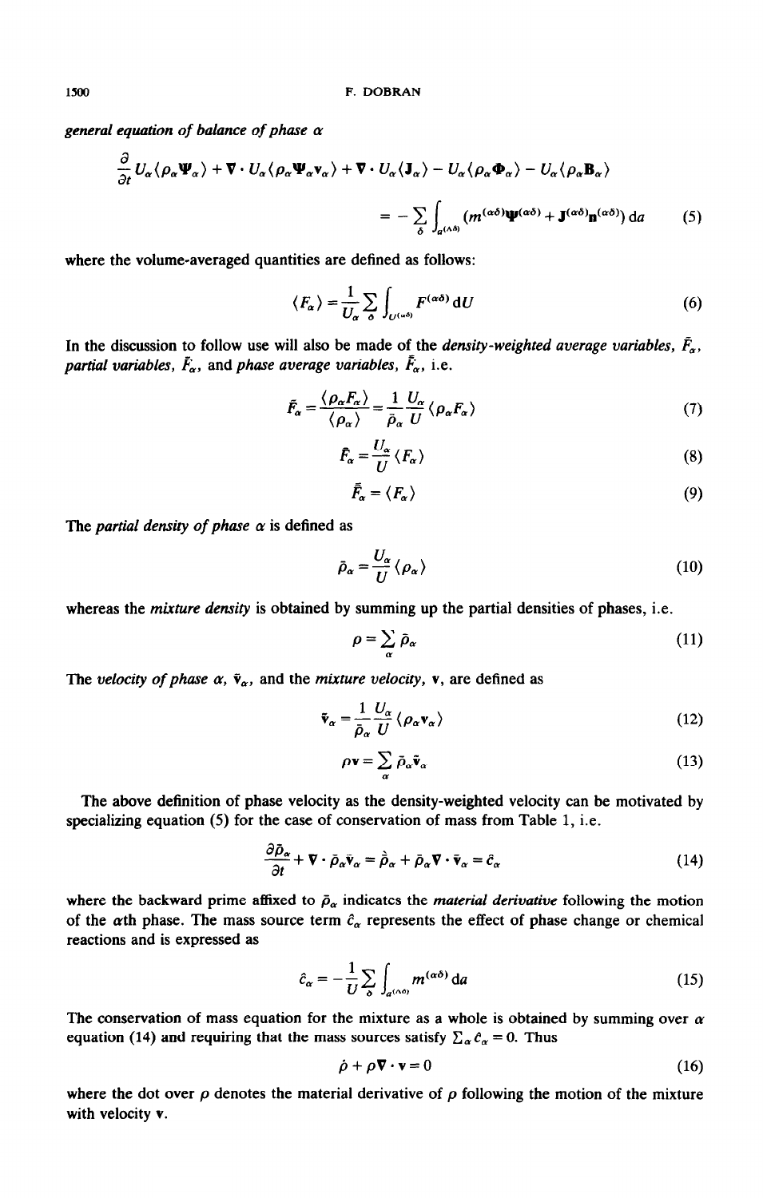*general equation of balance of phase* $\alpha$

$$\frac{\partial}{\partial t} U_\alpha \langle \rho_\alpha \boldsymbol{\Psi}_\alpha \rangle + \nabla \cdot U_\alpha \langle \rho_\alpha \boldsymbol{\Psi}_\alpha \mathbf{v}_\alpha \rangle + \nabla \cdot U_\alpha \langle \mathbf{J}_\alpha \rangle - U_\alpha \langle \rho_\alpha \boldsymbol{\Phi}_\alpha \rangle - U_\alpha \langle \rho_\alpha \mathbf{B}_\alpha \rangle$$

$$= - \sum_\delta \int_{a^{(\wedge\delta)}} (m^{(\alpha\delta)} \boldsymbol{\psi}^{(\alpha\delta)} + \mathbf{J}^{(\alpha\delta)} \mathbf{n}^{(\alpha\delta)}) \, \mathrm{d}a \tag{5}$$

where the volume-averaged quantities are defined as follows:

$$\langle F_\alpha \rangle = \frac{1}{U_\alpha} \sum_\delta \int_{U^{(\alpha\delta)}} F^{(\alpha\delta)} \, \mathrm{d}U \tag{6}$$

In the discussion to follow use will also be made of the *density-weighted average variables*, $\tilde{F}_\alpha$, *partial variables*, $\bar{F}_\alpha$, and *phase average variables*, $\bar{\bar{F}}_\alpha$, i.e.

$$\tilde{F}_\alpha = \frac{\langle \rho_\alpha F_\alpha \rangle}{\langle \rho_\alpha \rangle} = \frac{1}{\bar{\rho}_\alpha} \frac{U_\alpha}{U} \langle \rho_\alpha F_\alpha \rangle \tag{7}$$

$$\bar{F}_\alpha = \frac{U_\alpha}{U} \langle F_\alpha \rangle \tag{8}$$

$$\bar{\bar{F}}_\alpha = \langle F_\alpha \rangle \tag{9}$$

The *partial density of phase* $\alpha$ is defined as

$$\bar{\rho}_\alpha = \frac{U_\alpha}{U} \langle \rho_\alpha \rangle \tag{10}$$

whereas the *mixture density* is obtained by summing up the partial densities of phases, i.e.

$$\rho = \sum_\alpha \bar{\rho}_\alpha \tag{11}$$

The *velocity of phase* $\alpha$, $\tilde{\mathbf{v}}_\alpha$, and the *mixture velocity*, $\mathbf{v}$, are defined as

$$\tilde{\mathbf{v}}_\alpha = \frac{1}{\bar{\rho}_\alpha} \frac{U_\alpha}{U} \langle \rho_\alpha \mathbf{v}_\alpha \rangle \tag{12}$$

$$\rho \mathbf{v} = \sum_\alpha \bar{\rho}_\alpha \tilde{\mathbf{v}}_\alpha \tag{13}$$

The above definition of phase velocity as the density-weighted velocity can be motivated by specializing equation (5) for the case of conservation of mass from Table 1, i.e.

$$\frac{\partial \bar{\rho}_\alpha}{\partial t} + \nabla \cdot \bar{\rho}_\alpha \tilde{\mathbf{v}}_\alpha = \grave{\bar{\rho}}_\alpha + \bar{\rho}_\alpha \nabla \cdot \tilde{\mathbf{v}}_\alpha = \hat{c}_\alpha \tag{14}$$

where the backward prime affixed to $\bar{\rho}_\alpha$ indicates the *material derivative* following the motion of the $\alpha$th phase. The mass source term $\hat{c}_\alpha$ represents the effect of phase change or chemical reactions and is expressed as

$$\hat{c}_\alpha = -\frac{1}{U} \sum_\delta \int_{a^{(\wedge\delta)}} m^{(\alpha\delta)} \, \mathrm{d}a \tag{15}$$

The conservation of mass equation for the mixture as a whole is obtained by summing over $\alpha$ equation (14) and requiring that the mass sources satisfy $\sum_\alpha \hat{c}_\alpha = 0$. Thus

$$\dot{\rho} + \rho \nabla \cdot \mathbf{v} = 0 \tag{16}$$

where the dot over $\rho$ denotes the material derivative of $\rho$ following the motion of the mixture with velocity $\mathbf{v}$.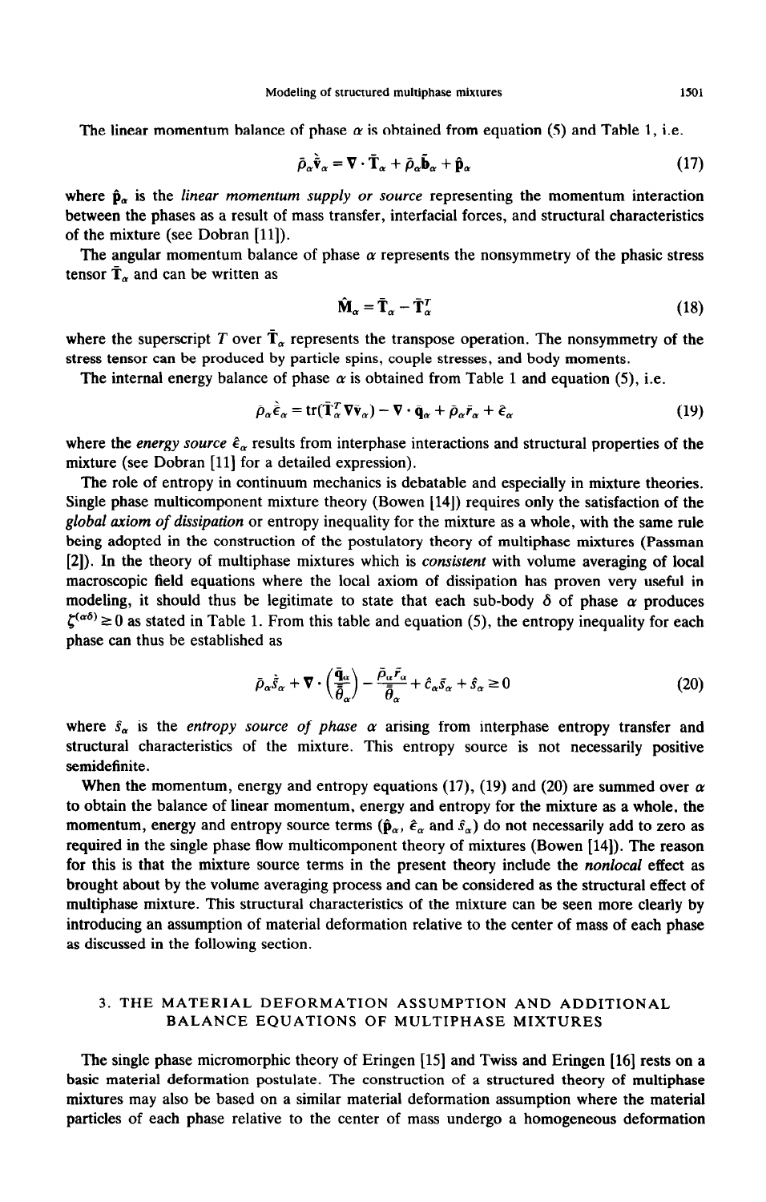The linear momentum balance of phase $\alpha$ is obtained from equation (5) and Table 1, i.e.

$$\bar{\rho}_\alpha \dot{\bar{\mathbf{v}}}_\alpha = \nabla \cdot \bar{\mathbf{T}}_\alpha + \bar{\rho}_\alpha \bar{\mathbf{b}}_\alpha + \hat{\mathbf{p}}_\alpha \tag{17}$$

where $\hat{\mathbf{p}}_\alpha$ is the *linear momentum supply or source* representing the momentum interaction between the phases as a result of mass transfer, interfacial forces, and structural characteristics of the mixture (see Dobran [11]).

The angular momentum balance of phase $\alpha$ represents the nonsymmetry of the phasic stress tensor $\bar{\mathbf{T}}_\alpha$ and can be written as

$$\hat{\mathbf{M}}_\alpha = \bar{\mathbf{T}}_\alpha - \bar{\mathbf{T}}_\alpha^T \tag{18}$$

where the superscript $T$ over $\bar{\mathbf{T}}_\alpha$ represents the transpose operation. The nonsymmetry of the stress tensor can be produced by particle spins, couple stresses, and body moments.

The internal energy balance of phase $\alpha$ is obtained from Table 1 and equation (5), i.e.

$$\bar{\rho}_\alpha \dot{\bar{\epsilon}}_\alpha = \mathrm{tr}(\bar{\mathbf{T}}_\alpha^T \nabla \bar{\mathbf{v}}_\alpha) - \nabla \cdot \bar{\mathbf{q}}_\alpha + \bar{\rho}_\alpha \bar{r}_\alpha + \hat{\epsilon}_\alpha \tag{19}$$

where the *energy source* $\hat{\epsilon}_\alpha$ results from interphase interactions and structural properties of the mixture (see Dobran [11] for a detailed expression).

The role of entropy in continuum mechanics is debatable and especially in mixture theories. Single phase multicomponent mixture theory (Bowen [14]) requires only the satisfaction of the *global axiom of dissipation* or entropy inequality for the mixture as a whole, with the same rule being adopted in the construction of the postulatory theory of multiphase mixtures (Passman [2]). In the theory of multiphase mixtures which is *consistent* with volume averaging of local macroscopic field equations where the local axiom of dissipation has proven very useful in modeling, it should thus be legitimate to state that each sub-body $\delta$ of phase $\alpha$ produces $\zeta^{(\alpha\delta)} \geq 0$ as stated in Table 1. From this table and equation (5), the entropy inequality for each phase can thus be established as

$$\bar{\rho}_\alpha \dot{\bar{s}}_\alpha + \nabla \cdot \left(\frac{\bar{\mathbf{q}}_\alpha}{\bar{\bar{\theta}}_\alpha}\right) - \frac{\bar{\rho}_\alpha \bar{r}_\alpha}{\bar{\bar{\theta}}_\alpha} + \hat{c}_\alpha \bar{s}_\alpha + \hat{s}_\alpha \geq 0 \tag{20}$$

where $\hat{s}_\alpha$ is the *entropy source of phase* $\alpha$ arising from interphase entropy transfer and structural characteristics of the mixture. This entropy source is not necessarily positive semidefinite.

When the momentum, energy and entropy equations (17), (19) and (20) are summed over $\alpha$ to obtain the balance of linear momentum, energy and entropy for the mixture as a whole, the momentum, energy and entropy source terms ($\hat{\mathbf{p}}_\alpha$, $\hat{\epsilon}_\alpha$ and $\hat{s}_\alpha$) do not necessarily add to zero as required in the single phase flow multicomponent theory of mixtures (Bowen [14]). The reason for this is that the mixture source terms in the present theory include the *nonlocal* effect as brought about by the volume averaging process and can be considered as the structural effect of multiphase mixture. This structural characteristics of the mixture can be seen more clearly by introducing an assumption of material deformation relative to the center of mass of each phase as discussed in the following section.

## 3. THE MATERIAL DEFORMATION ASSUMPTION AND ADDITIONAL BALANCE EQUATIONS OF MULTIPHASE MIXTURES

The single phase micromorphic theory of Eringen [15] and Twiss and Eringen [16] rests on a basic material deformation postulate. The construction of a structured theory of multiphase mixtures may also be based on a similar material deformation assumption where the material particles of each phase relative to the center of mass undergo a homogeneous deformation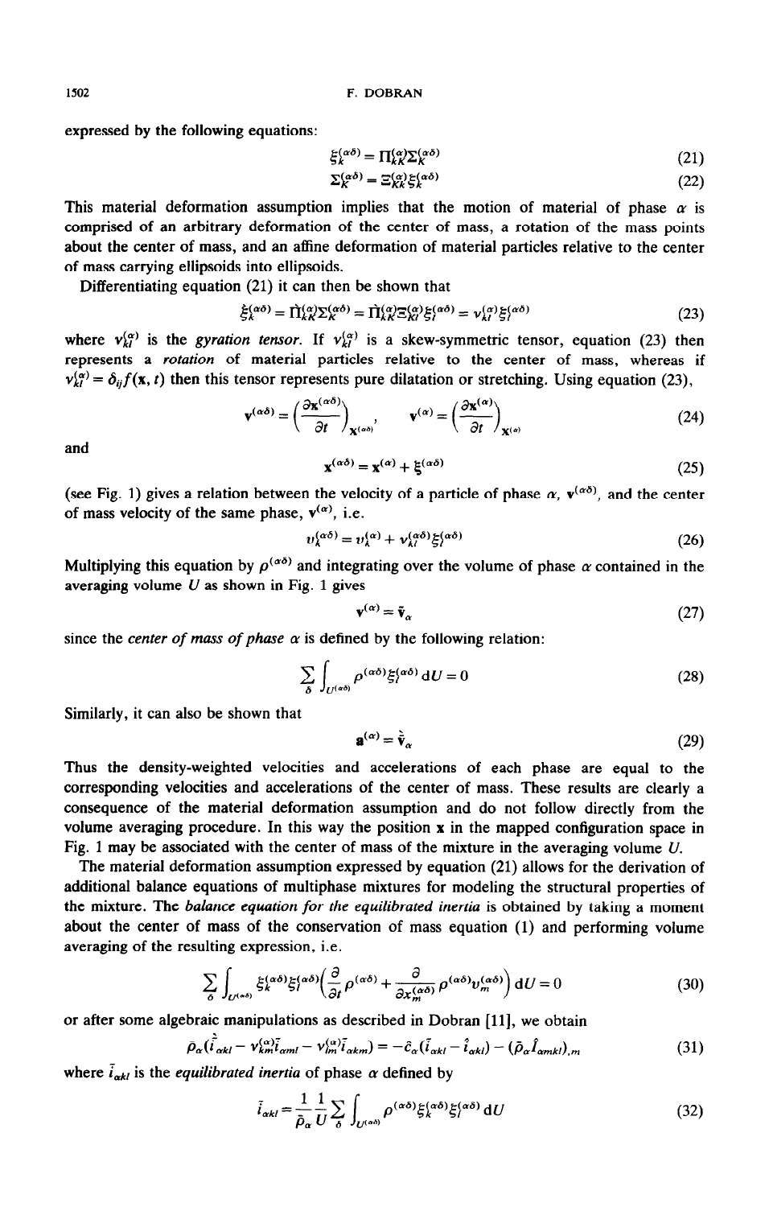expressed by the following equations:

$$\xi_k^{(\alpha\delta)} = \Pi_{kK}^{(\alpha)} \Sigma_K^{(\alpha\delta)} \tag{21}$$

$$\Sigma_K^{(\alpha\delta)} = \Xi_{Kk}^{(\alpha)} \xi_k^{(\alpha\delta)} \tag{22}$$

This material deformation assumption implies that the motion of material of phase $\alpha$ is comprised of an arbitrary deformation of the center of mass, a rotation of the mass points about the center of mass, and an affine deformation of material particles relative to the center of mass carrying ellipsoids into ellipsoids.

Differentiating equation (21) it can then be shown that

$$\dot{\xi}_k^{(\alpha\delta)} = \dot{\Pi}_{kK}^{(\alpha)} \Sigma_K^{(\alpha\delta)} = \dot{\Pi}_{kK}^{(\alpha)} \Xi_{Kl}^{(\alpha)} \xi_l^{(\alpha\delta)} = \nu_{kl}^{(\alpha)} \xi_l^{(\alpha\delta)} \tag{23}$$

where $\nu_{kl}^{(\alpha)}$ is the *gyration tensor.* If $\nu_{kl}^{(\alpha)}$ is a skew-symmetric tensor, equation (23) then represents a *rotation* of material particles relative to the center of mass, whereas if $\nu_{kl}^{(\alpha)} = \delta_{ij} f(\mathbf{x}, t)$ then this tensor represents pure dilatation or stretching. Using equation (23),

$$\mathbf{v}^{(\alpha\delta)} = \left(\frac{\partial \mathbf{x}^{(\alpha\delta)}}{\partial t}\right)_{\mathbf{X}^{(\alpha\delta)}}, \qquad \mathbf{v}^{(\alpha)} = \left(\frac{\partial \mathbf{x}^{(\alpha)}}{\partial t}\right)_{\mathbf{X}^{(\alpha)}} \tag{24}$$

and

$$\mathbf{x}^{(\alpha\delta)} = \mathbf{x}^{(\alpha)} + \boldsymbol{\xi}^{(\alpha\delta)} \tag{25}$$

(see Fig. 1) gives a relation between the velocity of a particle of phase $\alpha$, $\mathbf{v}^{(\alpha\delta)}$, and the center of mass velocity of the same phase, $\mathbf{v}^{(\alpha)}$, i.e.

$$v_k^{(\alpha\delta)} = v_k^{(\alpha)} + \nu_{kl}^{(\alpha\delta)} \xi_l^{(\alpha\delta)} \tag{26}$$

Multiplying this equation by $\rho^{(\alpha\delta)}$ and integrating over the volume of phase $\alpha$ contained in the averaging volume $U$ as shown in Fig. 1 gives

$$\mathbf{v}^{(\alpha)} = \bar{\mathbf{v}}_\alpha \tag{27}$$

since the *center of mass of phase* $\alpha$ is defined by the following relation:

$$\sum_\delta \int_{U^{(\alpha\delta)}} \rho^{(\alpha\delta)} \xi_l^{(\alpha\delta)} \, \mathrm{d}U = 0 \tag{28}$$

Similarly, it can also be shown that

$$\mathbf{a}^{(\alpha)} = \dot{\bar{\mathbf{v}}}_\alpha \tag{29}$$

Thus the density-weighted velocities and accelerations of each phase are equal to the corresponding velocities and accelerations of the center of mass. These results are clearly a consequence of the material deformation assumption and do not follow directly from the volume averaging procedure. In this way the position $\mathbf{x}$ in the mapped configuration space in Fig. 1 may be associated with the center of mass of the mixture in the averaging volume $U$.

The material deformation assumption expressed by equation (21) allows for the derivation of additional balance equations of multiphase mixtures for modeling the structural properties of the mixture. The *balance equation for the equilibrated inertia* is obtained by taking a moment about the center of mass of the conservation of mass equation (1) and performing volume averaging of the resulting expression, i.e.

$$\sum_\delta \int_{U^{(\alpha\delta)}} \xi_k^{(\alpha\delta)} \xi_l^{(\alpha\delta)} \left( \frac{\partial}{\partial t} \rho^{(\alpha\delta)} + \frac{\partial}{\partial x_m^{(\alpha\delta)}} \rho^{(\alpha\delta)} v_m^{(\alpha\delta)} \right) \mathrm{d}U = 0 \tag{30}$$

or after some algebraic manipulations as described in Dobran [11], we obtain

$$\bar{\rho}_\alpha (\dot{\bar{i}}_{\alpha kl} - \nu_{km}^{(\alpha)} \bar{i}_{\alpha ml} - \nu_{lm}^{(\alpha)} \bar{i}_{\alpha km}) = -\hat{c}_\alpha (\bar{i}_{\alpha kl} - \hat{i}_{\alpha kl}) - (\bar{\rho}_\alpha \hat{I}_{\alpha mkl})_{,m} \tag{31}$$

where $\bar{i}_{\alpha kl}$ is the *equilibrated inertia* of phase $\alpha$ defined by

$$\bar{i}_{\alpha kl} = \frac{1}{\bar{\rho}_\alpha} \frac{1}{U} \sum_\delta \int_{U^{(\alpha\delta)}} \rho^{(\alpha\delta)} \xi_k^{(\alpha\delta)} \xi_l^{(\alpha\delta)} \, \mathrm{d}U \tag{32}$$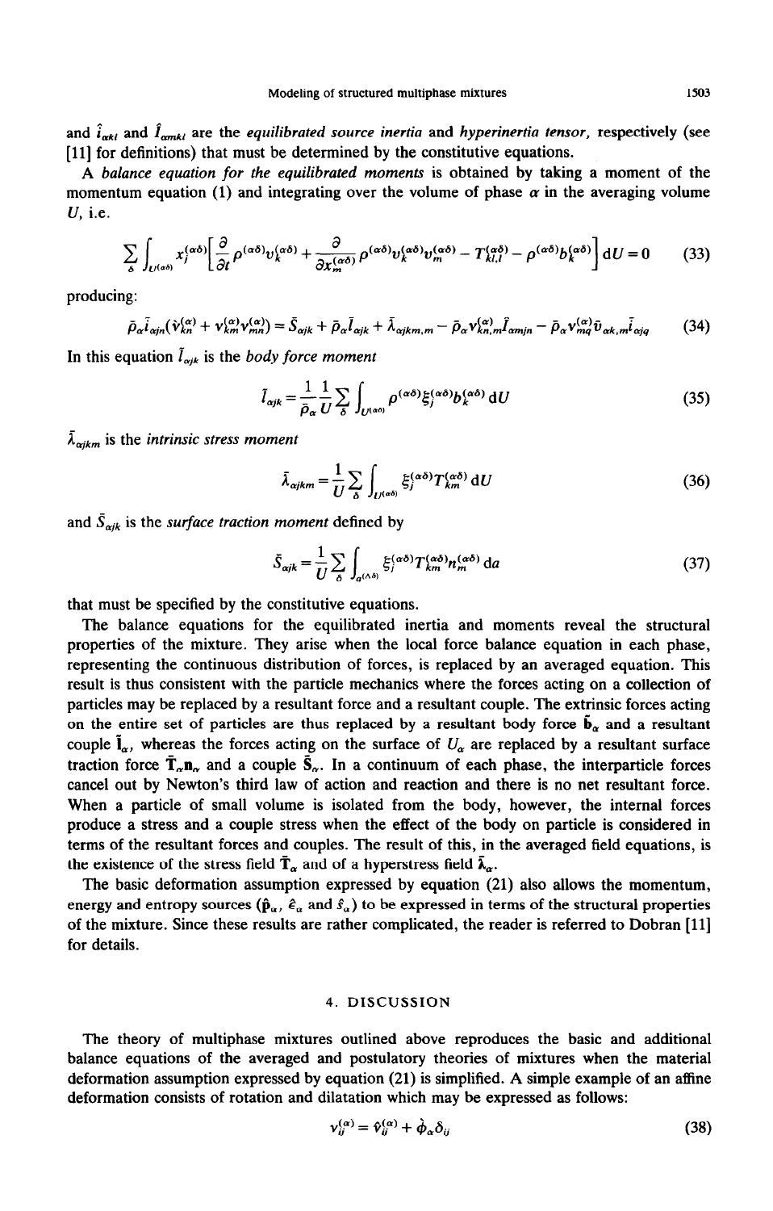and $\hat{i}_{\alpha kl}$ and $\hat{I}_{\alpha mkl}$ are the *equilibrated source inertia* and *hyperinertia tensor*, respectively (see [11] for definitions) that must be determined by the constitutive equations.

A *balance equation for the equilibrated moments* is obtained by taking a moment of the momentum equation (1) and integrating over the volume of phase $\alpha$ in the averaging volume $U$, i.e.

$$\sum_{\delta} \int_{U^{(\alpha\delta)}} x_j^{(\alpha\delta)} \left[ \frac{\partial}{\partial t} \rho^{(\alpha\delta)} v_k^{(\alpha\delta)} + \frac{\partial}{\partial x_m^{(\alpha\delta)}} \rho^{(\alpha\delta)} v_k^{(\alpha\delta)} v_m^{(\alpha\delta)} - T_{kl,l}^{(\alpha\delta)} - \rho^{(\alpha\delta)} b_k^{(\alpha\delta)} \right] \mathrm{d}U = 0 \tag{33}$$

producing:

$$\bar{\rho}_{\alpha} \bar{i}_{\alpha jn} (\dot{v}_{kn}^{(\alpha)} + v_{km}^{(\alpha)} v_{mn}^{(\alpha)}) = \bar{S}_{\alpha jk} + \bar{\rho}_{\alpha} \bar{l}_{\alpha jk} + \bar{\lambda}_{\alpha jkm,m} - \bar{\rho}_{\alpha} v_{kn,m}^{(\alpha)} \bar{I}_{\alpha mjn} - \bar{\rho}_{\alpha} v_{mq}^{(\alpha)} \bar{v}_{\alpha k,m} \bar{i}_{\alpha jq} \tag{34}$$

In this equation $\bar{l}_{\alpha jk}$ is the *body force moment*

$$\bar{l}_{\alpha jk} = \frac{1}{\bar{\rho}_{\alpha}} \frac{1}{U} \sum_{\delta} \int_{U^{(\alpha\delta)}} \rho^{(\alpha\delta)} \xi_j^{(\alpha\delta)} b_k^{(\alpha\delta)} \, \mathrm{d}U \tag{35}$$

$\bar{\lambda}_{\alpha jkm}$ is the *intrinsic stress moment*

$$\bar{\lambda}_{\alpha jkm} = \frac{1}{U} \sum_{\delta} \int_{U^{(\alpha\delta)}} \xi_j^{(\alpha\delta)} T_{km}^{(\alpha\delta)} \, \mathrm{d}U \tag{36}$$

and $\bar{S}_{\alpha jk}$ is the *surface traction moment* defined by

$$\bar{S}_{\alpha jk} = \frac{1}{U} \sum_{\delta} \int_{a^{(\wedge\delta)}} \xi_j^{(\alpha\delta)} T_{km}^{(\alpha\delta)} n_m^{(\alpha\delta)} \, \mathrm{d}a \tag{37}$$

that must be specified by the constitutive equations.

The balance equations for the equilibrated inertia and moments reveal the structural properties of the mixture. They arise when the local force balance equation in each phase, representing the continuous distribution of forces, is replaced by an averaged equation. This result is thus consistent with the particle mechanics where the forces acting on a collection of particles may be replaced by a resultant force and a resultant couple. The extrinsic forces acting on the entire set of particles are thus replaced by a resultant body force $\bar{\mathbf{b}}_{\alpha}$ and a resultant couple $\bar{\mathbf{l}}_{\alpha}$, whereas the forces acting on the surface of $U_{\alpha}$ are replaced by a resultant surface traction force $\bar{\mathbf{T}}_{\alpha}\mathbf{n}_{\alpha}$ and a couple $\bar{\mathbf{S}}_{\alpha}$. In a continuum of each phase, the interparticle forces cancel out by Newton's third law of action and reaction and there is no net resultant force. When a particle of small volume is isolated from the body, however, the internal forces produce a stress and a couple stress when the effect of the body on particle is considered in terms of the resultant forces and couples. The result of this, in the averaged field equations, is the existence of the stress field $\bar{\mathbf{T}}_{\alpha}$ and of a hyperstress field $\bar{\boldsymbol{\lambda}}_{\alpha}$.

The basic deformation assumption expressed by equation (21) also allows the momentum, energy and entropy sources ($\hat{\mathbf{p}}_{\alpha}$, $\hat{\epsilon}_{\alpha}$ and $\hat{s}_{\alpha}$) to be expressed in terms of the structural properties of the mixture. Since these results are rather complicated, the reader is referred to Dobran [11] for details.

## 4. DISCUSSION

The theory of multiphase mixtures outlined above reproduces the basic and additional balance equations of the averaged and postulatory theories of mixtures when the material deformation assumption expressed by equation (21) is simplified. A simple example of an affine deformation consists of rotation and dilatation which may be expressed as follows:

$$v_{ij}^{(\alpha)} = \hat{v}_{ij}^{(\alpha)} + \dot{\phi}_{\alpha} \delta_{ij} \tag{38}$$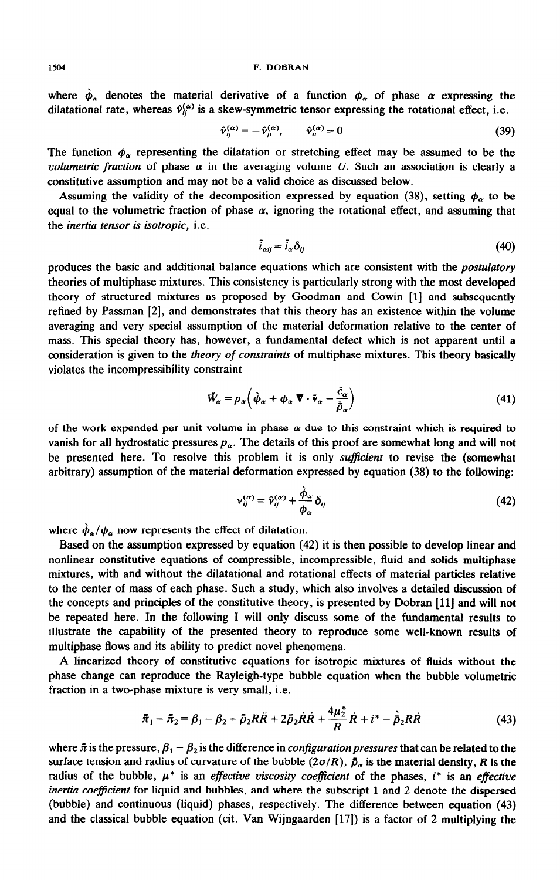where $\dot{\phi}_\alpha$ denotes the material derivative of a function $\phi_\alpha$ of phase $\alpha$ expressing the dilatational rate, whereas $\hat{v}_{ij}^{(\alpha)}$ is a skew-symmetric tensor expressing the rotational effect, i.e.

$$\hat{v}_{ij}^{(\alpha)} = -\hat{v}_{ji}^{(\alpha)}, \qquad \hat{v}_{ii}^{(\alpha)} = 0 \tag{39}$$

The function $\phi_\alpha$ representing the dilatation or stretching effect may be assumed to be the *volumetric fraction* of phase $\alpha$ in the averaging volume $U$. Such an association is clearly a constitutive assumption and may not be a valid choice as discussed below.

Assuming the validity of the decomposition expressed by equation (38), setting $\phi_\alpha$ to be equal to the volumetric fraction of phase $\alpha$, ignoring the rotational effect, and assuming that the *inertia tensor is isotropic*, i.e.

$$\bar{i}_{\alpha ij} = \bar{i}_\alpha \delta_{ij} \tag{40}$$

produces the basic and additional balance equations which are consistent with the *postulatory* theories of multiphase mixtures. This consistency is particularly strong with the most developed theory of structured mixtures as proposed by Goodman and Cowin [1] and subsequently refined by Passman [2], and demonstrates that this theory has an existence within the volume averaging and very special assumption of the material deformation relative to the center of mass. This special theory has, however, a fundamental defect which is not apparent until a consideration is given to the *theory of constraints* of multiphase mixtures. This theory basically violates the incompressibility constraint

$$\dot{W}_\alpha = p_\alpha\left(\dot{\phi}_\alpha + \phi_\alpha \nabla \cdot \bar{\mathbf{v}}_\alpha - \frac{\hat{c}_\alpha}{\bar{\rho}_\alpha}\right) \tag{41}$$

of the work expended per unit volume in phase $\alpha$ due to this constraint which is required to vanish for all hydrostatic pressures $p_\alpha$. The details of this proof are somewhat long and will not be presented here. To resolve this problem it is only *sufficient* to revise the (somewhat arbitrary) assumption of the material deformation expressed by equation (38) to the following:

$$v_{ij}^{(\alpha)} = \hat{v}_{ij}^{(\alpha)} + \frac{\dot{\phi}_\alpha}{\phi_\alpha}\delta_{ij} \tag{42}$$

where $\dot{\phi}_\alpha/\phi_\alpha$ now represents the effect of dilatation.

Based on the assumption expressed by equation (42) it is then possible to develop linear and nonlinear constitutive equations of compressible, incompressible, fluid and solids multiphase mixtures, with and without the dilatational and rotational effects of material particles relative to the center of mass of each phase. Such a study, which also involves a detailed discussion of the concepts and principles of the constitutive theory, is presented by Dobran [11] and will not be repeated here. In the following I will only discuss some of the fundamental results to illustrate the capability of the presented theory to reproduce some well-known results of multiphase flows and its ability to predict novel phenomena.

A linearized theory of constitutive equations for isotropic mixtures of fluids without the phase change can reproduce the Rayleigh-type bubble equation when the bubble volumetric fraction in a two-phase mixture is very small, i.e.

$$\bar{\pi}_1 - \bar{\pi}_2 = \beta_1 - \beta_2 + \bar{\rho}_2 R\ddot{R} + 2\bar{\rho}_2 \dot{R}\dot{R} + \frac{4\mu_2^*}{R}\dot{R} + i^* - \dot{\bar{\rho}}_2 R\dot{R} \tag{43}$$

where $\bar{\pi}$ is the pressure, $\beta_1 - \beta_2$ is the difference in *configuration pressures* that can be related to the surface tension and radius of curvature of the bubble $(2\sigma/R)$, $\bar{\rho}_\alpha$ is the material density, $R$ is the radius of the bubble, $\mu^*$ is an *effective viscosity coefficient* of the phases, $i^*$ is an *effective inertia coefficient* for liquid and bubbles, and where the subscript 1 and 2 denote the dispersed (bubble) and continuous (liquid) phases, respectively. The difference between equation (43) and the classical bubble equation (cit. Van Wijngaarden [17]) is a factor of 2 multiplying the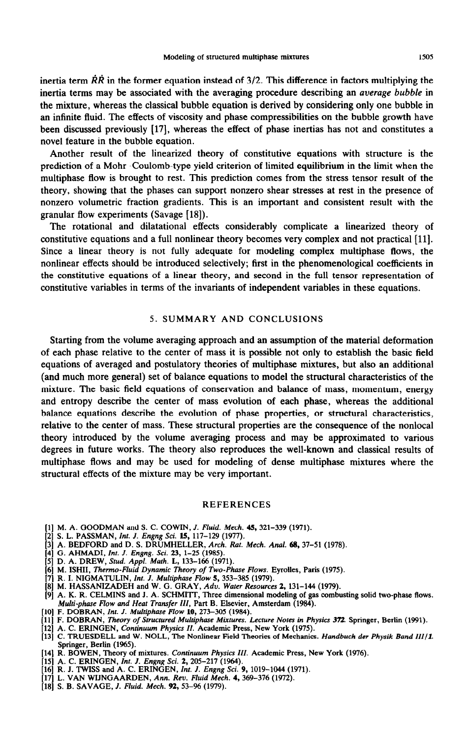inertia term $\dot{R}\dot{R}$ in the former equation instead of 3/2. This difference in factors multiplying the inertia terms may be associated with the averaging procedure describing an *average bubble* in the mixture, whereas the classical bubble equation is derived by considering only one bubble in an infinite fluid. The effects of viscosity and phase compressibilities on the bubble growth have been discussed previously [17], whereas the effect of phase inertias has not and constitutes a novel feature in the bubble equation.

Another result of the linearized theory of constitutive equations with structure is the prediction of a Mohr–Coulomb-type yield criterion of limited equilibrium in the limit when the multiphase flow is brought to rest. This prediction comes from the stress tensor result of the theory, showing that the phases can support nonzero shear stresses at rest in the presence of nonzero volumetric fraction gradients. This is an important and consistent result with the granular flow experiments (Savage [18]).

The rotational and dilatational effects considerably complicate a linearized theory of constitutive equations and a full nonlinear theory becomes very complex and not practical [11]. Since a linear theory is not fully adequate for modeling complex multiphase flows, the nonlinear effects should be introduced selectively; first in the phenomenological coefficients in the constitutive equations of a linear theory, and second in the full tensor representation of constitutive variables in terms of the invariants of independent variables in these equations.

## 5. SUMMARY AND CONCLUSIONS

Starting from the volume averaging approach and an assumption of the material deformation of each phase relative to the center of mass it is possible not only to establish the basic field equations of averaged and postulatory theories of multiphase mixtures, but also an additional (and much more general) set of balance equations to model the structural characteristics of the mixture. The basic field equations of conservation and balance of mass, momentum, energy and entropy describe the center of mass evolution of each phase, whereas the additional balance equations describe the evolution of phase properties, or structural characteristics, relative to the center of mass. These structural properties are the consequence of the nonlocal theory introduced by the volume averaging process and may be approximated to various degrees in future works. The theory also reproduces the well-known and classical results of multiphase flows and may be used for modeling of dense multiphase mixtures where the structural effects of the mixture may be very important.

## REFERENCES

[1] M. A. GOODMAN and S. C. COWIN, *J. Fluid. Mech.* **45**, 321–339 (1971).
[2] S. L. PASSMAN, *Int. J. Engng Sci.* **15**, 117–129 (1977).
[3] A. BEDFORD and D. S. DRUMHELLER, *Arch. Rat. Mech. Anal.* **68**, 37–51 (1978).
[4] G. AHMADI, *Int. J. Engng. Sci.* **23**, 1–25 (1985).
[5] D. A. DREW, *Stud. Appl. Math.* **L**, 133–166 (1971).
[6] M. ISHII, *Thermo-Fluid Dynamic Theory of Two-Phase Flows.* Eyrolles, Paris (1975).
[7] R. I. NIGMATULIN, *Int. J. Multiphase Flow* **5**, 353–385 (1979).
[8] M. HASSANIZADEH and W. G. GRAY, *Adv. Water Resources* **2**, 131–144 (1979).
[9] A. K. R. CELMINS and J. A. SCHMITT, Three dimensional modeling of gas combusting solid two-phase flows. *Multi-phase Flow and Heat Transfer III*, Part B. Elsevier, Amsterdam (1984).
[10] F. DOBRAN, *Int. J. Multiphase Flow* **10**, 273–305 (1984).
[11] F. DOBRAN, *Theory of Structured Multiphase Mixtures. Lecture Notes in Physics* **372**. Springer, Berlin (1991).
[12] A. C. ERINGEN, *Continuum Physics II.* Academic Press, New York (1975).
[13] C. TRUESDELL and W. NOLL, The Nonlinear Field Theories of Mechanics. *Handbuch der Physik Band III/1.* Springer, Berlin (1965).
[14] R. BOWEN, Theory of mixtures. *Continuum Physics III.* Academic Press, New York (1976).
[15] A. C. ERINGEN, *Int. J. Engng Sci.* **2**, 205–217 (1964).
[16] R. J. TWISS and A. C. ERINGEN, *Int. J. Engng Sci.* **9**, 1019–1044 (1971).
[17] L. VAN WIJNGAARDEN, *Ann. Rev. Fluid Mech.* **4**, 369–376 (1972).
[18] S. B. SAVAGE, *J. Fluid. Mech.* **92**, 53–96 (1979).